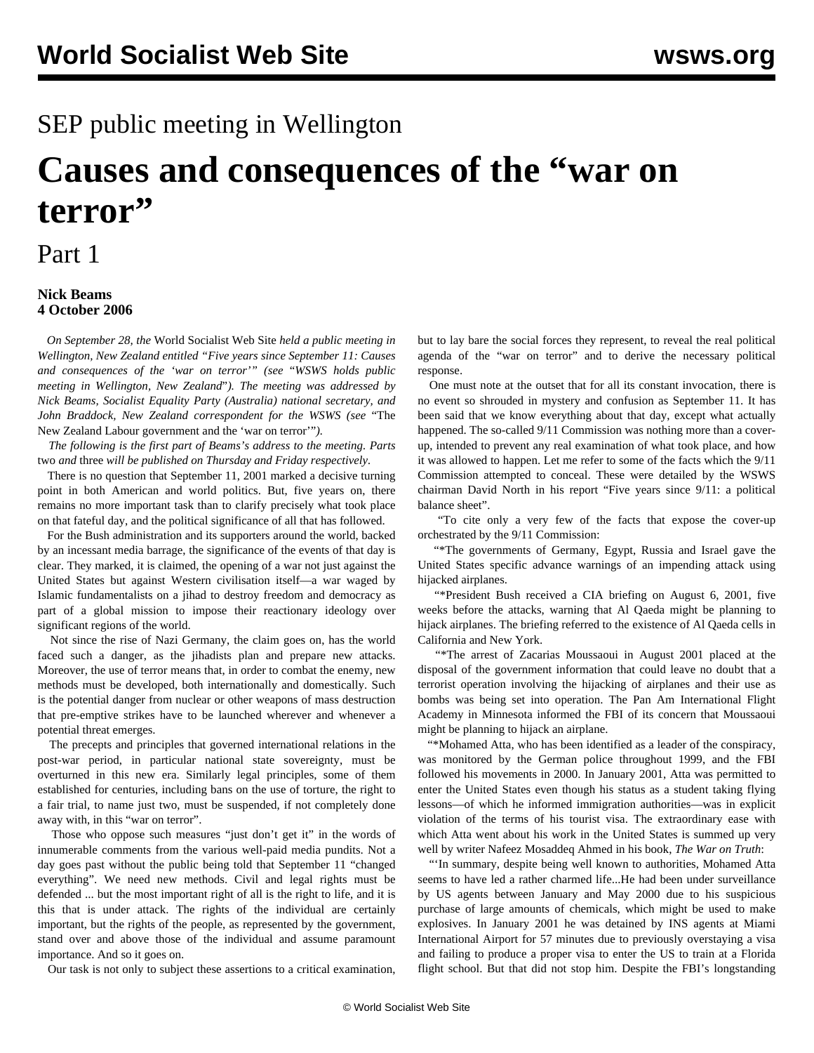SEP public meeting in Wellington

# Causes and consequences of the "war on terror"

Part 1

**Nick Beams**
**4 October 2006**

*On September 28, the* World Socialist Web Site *held a public meeting in Wellington, New Zealand entitled "Five years since September 11: Causes and consequences of the 'war on terror'" (see "WSWS holds public meeting in Wellington, New Zealand"). The meeting was addressed by Nick Beams, Socialist Equality Party (Australia) national secretary, and John Braddock, New Zealand correspondent for the WSWS (see* "The New Zealand Labour government and the 'war on terror'"*).*

*The following is the first part of Beams's address to the meeting. Parts* two *and* three *will be published on Thursday and Friday respectively.*

There is no question that September 11, 2001 marked a decisive turning point in both American and world politics. But, five years on, there remains no more important task than to clarify precisely what took place on that fateful day, and the political significance of all that has followed.

For the Bush administration and its supporters around the world, backed by an incessant media barrage, the significance of the events of that day is clear. They marked, it is claimed, the opening of a war not just against the United States but against Western civilisation itself—a war waged by Islamic fundamentalists on a jihad to destroy freedom and democracy as part of a global mission to impose their reactionary ideology over significant regions of the world.

Not since the rise of Nazi Germany, the claim goes on, has the world faced such a danger, as the jihadists plan and prepare new attacks. Moreover, the use of terror means that, in order to combat the enemy, new methods must be developed, both internationally and domestically. Such is the potential danger from nuclear or other weapons of mass destruction that pre-emptive strikes have to be launched wherever and whenever a potential threat emerges.

The precepts and principles that governed international relations in the post-war period, in particular national state sovereignty, must be overturned in this new era. Similarly legal principles, some of them established for centuries, including bans on the use of torture, the right to a fair trial, to name just two, must be suspended, if not completely done away with, in this "war on terror".

Those who oppose such measures "just don't get it" in the words of innumerable comments from the various well-paid media pundits. Not a day goes past without the public being told that September 11 "changed everything". We need new methods. Civil and legal rights must be defended ... but the most important right of all is the right to life, and it is this that is under attack. The rights of the individual are certainly important, but the rights of the people, as represented by the government, stand over and above those of the individual and assume paramount importance. And so it goes on.

Our task is not only to subject these assertions to a critical examination, but to lay bare the social forces they represent, to reveal the real political agenda of the "war on terror" and to derive the necessary political response.

One must note at the outset that for all its constant invocation, there is no event so shrouded in mystery and confusion as September 11. It has been said that we know everything about that day, except what actually happened. The so-called 9/11 Commission was nothing more than a cover-up, intended to prevent any real examination of what took place, and how it was allowed to happen. Let me refer to some of the facts which the 9/11 Commission attempted to conceal. These were detailed by the WSWS chairman David North in his report "Five years since 9/11: a political balance sheet".

"To cite only a very few of the facts that expose the cover-up orchestrated by the 9/11 Commission:

"*The governments of Germany, Egypt, Russia and Israel gave the United States specific advance warnings of an impending attack using hijacked airplanes.

"*President Bush received a CIA briefing on August 6, 2001, five weeks before the attacks, warning that Al Qaeda might be planning to hijack airplanes. The briefing referred to the existence of Al Qaeda cells in California and New York.

"*The arrest of Zacarias Moussaoui in August 2001 placed at the disposal of the government information that could leave no doubt that a terrorist operation involving the hijacking of airplanes and their use as bombs was being set into operation. The Pan Am International Flight Academy in Minnesota informed the FBI of its concern that Moussaoui might be planning to hijack an airplane.

"*Mohamed Atta, who has been identified as a leader of the conspiracy, was monitored by the German police throughout 1999, and the FBI followed his movements in 2000. In January 2001, Atta was permitted to enter the United States even though his status as a student taking flying lessons—of which he informed immigration authorities—was in explicit violation of the terms of his tourist visa. The extraordinary ease with which Atta went about his work in the United States is summed up very well by writer Nafeez Mosaddeq Ahmed in his book, *The War on Truth*:

"'In summary, despite being well known to authorities, Mohamed Atta seems to have led a rather charmed life...He had been under surveillance by US agents between January and May 2000 due to his suspicious purchase of large amounts of chemicals, which might be used to make explosives. In January 2001 he was detained by INS agents at Miami International Airport for 57 minutes due to previously overstaying a visa and failing to produce a proper visa to enter the US to train at a Florida flight school. But that did not stop him. Despite the FBI's longstanding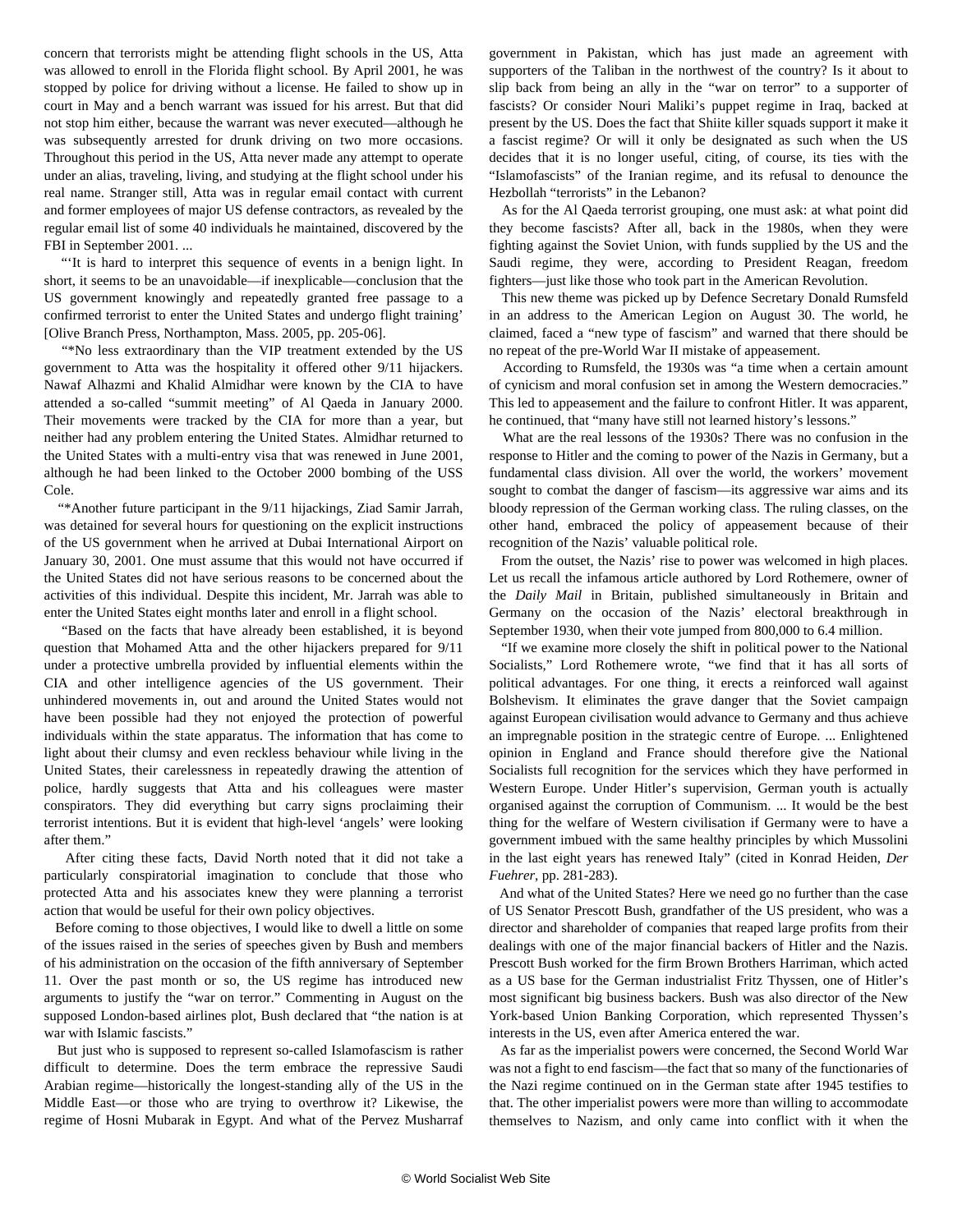concern that terrorists might be attending flight schools in the US, Atta was allowed to enroll in the Florida flight school. By April 2001, he was stopped by police for driving without a license. He failed to show up in court in May and a bench warrant was issued for his arrest. But that did not stop him either, because the warrant was never executed—although he was subsequently arrested for drunk driving on two more occasions. Throughout this period in the US, Atta never made any attempt to operate under an alias, traveling, living, and studying at the flight school under his real name. Stranger still, Atta was in regular email contact with current and former employees of major US defense contractors, as revealed by the regular email list of some 40 individuals he maintained, discovered by the FBI in September 2001. ...

"'It is hard to interpret this sequence of events in a benign light. In short, it seems to be an unavoidable—if inexplicable—conclusion that the US government knowingly and repeatedly granted free passage to a confirmed terrorist to enter the United States and undergo flight training' [Olive Branch Press, Northampton, Mass. 2005, pp. 205-06].

"*No less extraordinary than the VIP treatment extended by the US government to Atta was the hospitality it offered other 9/11 hijackers. Nawaf Alhazmi and Khalid Almidhar were known by the CIA to have attended a so-called "summit meeting" of Al Qaeda in January 2000. Their movements were tracked by the CIA for more than a year, but neither had any problem entering the United States. Almidhar returned to the United States with a multi-entry visa that was renewed in June 2001, although he had been linked to the October 2000 bombing of the USS Cole.

"*Another future participant in the 9/11 hijackings, Ziad Samir Jarrah, was detained for several hours for questioning on the explicit instructions of the US government when he arrived at Dubai International Airport on January 30, 2001. One must assume that this would not have occurred if the United States did not have serious reasons to be concerned about the activities of this individual. Despite this incident, Mr. Jarrah was able to enter the United States eight months later and enroll in a flight school.

"Based on the facts that have already been established, it is beyond question that Mohamed Atta and the other hijackers prepared for 9/11 under a protective umbrella provided by influential elements within the CIA and other intelligence agencies of the US government. Their unhindered movements in, out and around the United States would not have been possible had they not enjoyed the protection of powerful individuals within the state apparatus. The information that has come to light about their clumsy and even reckless behaviour while living in the United States, their carelessness in repeatedly drawing the attention of police, hardly suggests that Atta and his colleagues were master conspirators. They did everything but carry signs proclaiming their terrorist intentions. But it is evident that high-level 'angels' were looking after them."

After citing these facts, David North noted that it did not take a particularly conspiratorial imagination to conclude that those who protected Atta and his associates knew they were planning a terrorist action that would be useful for their own policy objectives.

Before coming to those objectives, I would like to dwell a little on some of the issues raised in the series of speeches given by Bush and members of his administration on the occasion of the fifth anniversary of September 11. Over the past month or so, the US regime has introduced new arguments to justify the "war on terror." Commenting in August on the supposed London-based airlines plot, Bush declared that "the nation is at war with Islamic fascists."

But just who is supposed to represent so-called Islamofascism is rather difficult to determine. Does the term embrace the repressive Saudi Arabian regime—historically the longest-standing ally of the US in the Middle East—or those who are trying to overthrow it? Likewise, the regime of Hosni Mubarak in Egypt. And what of the Pervez Musharraf government in Pakistan, which has just made an agreement with supporters of the Taliban in the northwest of the country? Is it about to slip back from being an ally in the "war on terror" to a supporter of fascists? Or consider Nouri Maliki's puppet regime in Iraq, backed at present by the US. Does the fact that Shiite killer squads support it make it a fascist regime? Or will it only be designated as such when the US decides that it is no longer useful, citing, of course, its ties with the "Islamofascists" of the Iranian regime, and its refusal to denounce the Hezbollah "terrorists" in the Lebanon?

As for the Al Qaeda terrorist grouping, one must ask: at what point did they become fascists? After all, back in the 1980s, when they were fighting against the Soviet Union, with funds supplied by the US and the Saudi regime, they were, according to President Reagan, freedom fighters—just like those who took part in the American Revolution.

This new theme was picked up by Defence Secretary Donald Rumsfeld in an address to the American Legion on August 30. The world, he claimed, faced a "new type of fascism" and warned that there should be no repeat of the pre-World War II mistake of appeasement.

According to Rumsfeld, the 1930s was "a time when a certain amount of cynicism and moral confusion set in among the Western democracies." This led to appeasement and the failure to confront Hitler. It was apparent, he continued, that "many have still not learned history's lessons."

What are the real lessons of the 1930s? There was no confusion in the response to Hitler and the coming to power of the Nazis in Germany, but a fundamental class division. All over the world, the workers' movement sought to combat the danger of fascism—its aggressive war aims and its bloody repression of the German working class. The ruling classes, on the other hand, embraced the policy of appeasement because of their recognition of the Nazis' valuable political role.

From the outset, the Nazis' rise to power was welcomed in high places. Let us recall the infamous article authored by Lord Rothemere, owner of the *Daily Mail* in Britain, published simultaneously in Britain and Germany on the occasion of the Nazis' electoral breakthrough in September 1930, when their vote jumped from 800,000 to 6.4 million.

"If we examine more closely the shift in political power to the National Socialists," Lord Rothemere wrote, "we find that it has all sorts of political advantages. For one thing, it erects a reinforced wall against Bolshevism. It eliminates the grave danger that the Soviet campaign against European civilisation would advance to Germany and thus achieve an impregnable position in the strategic centre of Europe. ... Enlightened opinion in England and France should therefore give the National Socialists full recognition for the services which they have performed in Western Europe. Under Hitler's supervision, German youth is actually organised against the corruption of Communism. ... It would be the best thing for the welfare of Western civilisation if Germany were to have a government imbued with the same healthy principles by which Mussolini in the last eight years has renewed Italy" (cited in Konrad Heiden, *Der Fuehrer*, pp. 281-283).

And what of the United States? Here we need go no further than the case of US Senator Prescott Bush, grandfather of the US president, who was a director and shareholder of companies that reaped large profits from their dealings with one of the major financial backers of Hitler and the Nazis. Prescott Bush worked for the firm Brown Brothers Harriman, which acted as a US base for the German industrialist Fritz Thyssen, one of Hitler's most significant big business backers. Bush was also director of the New York-based Union Banking Corporation, which represented Thyssen's interests in the US, even after America entered the war.

As far as the imperialist powers were concerned, the Second World War was not a fight to end fascism—the fact that so many of the functionaries of the Nazi regime continued on in the German state after 1945 testifies to that. The other imperialist powers were more than willing to accommodate themselves to Nazism, and only came into conflict with it when the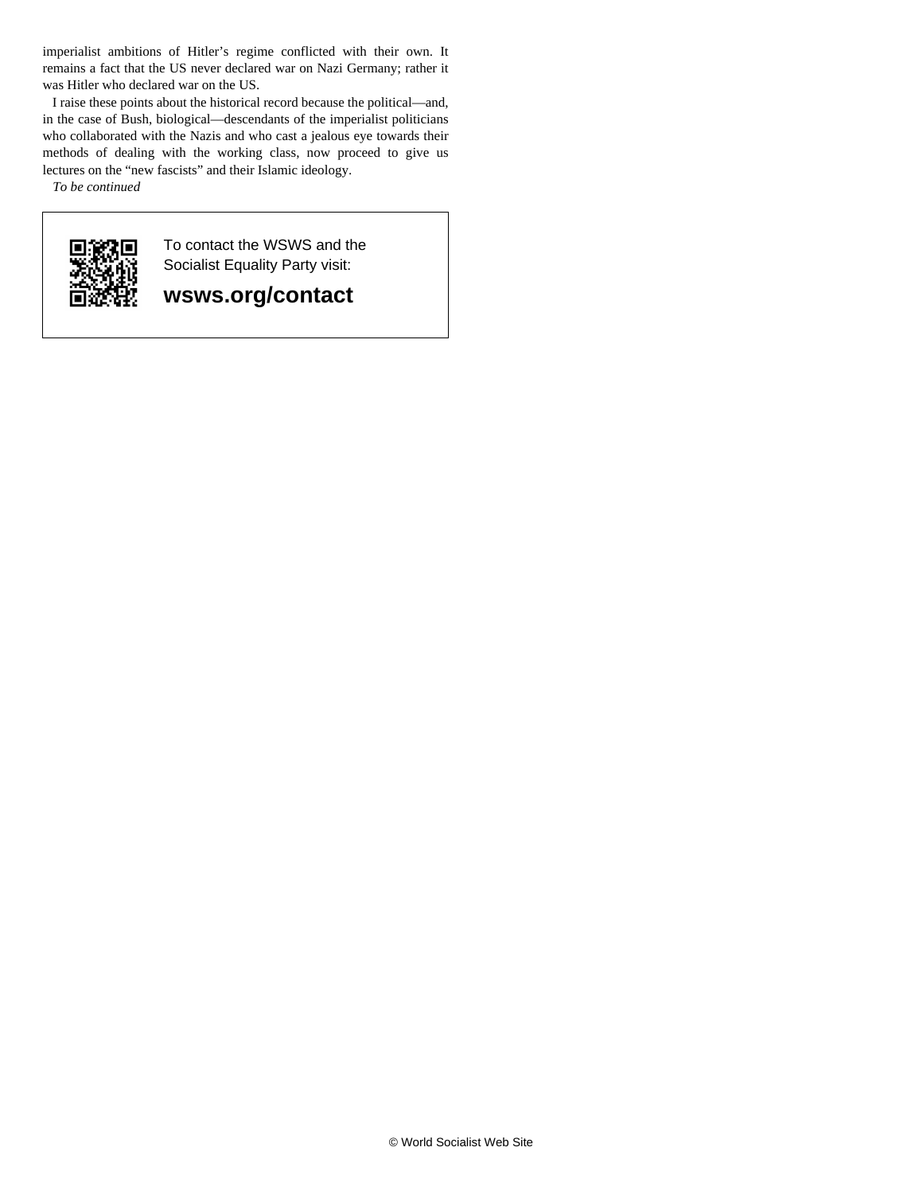imperialist ambitions of Hitler's regime conflicted with their own. It remains a fact that the US never declared war on Nazi Germany; rather it was Hitler who declared war on the US.

I raise these points about the historical record because the political—and, in the case of Bush, biological—descendants of the imperialist politicians who collaborated with the Nazis and who cast a jealous eye towards their methods of dealing with the working class, now proceed to give us lectures on the "new fascists" and their Islamic ideology.

*To be continued*

To contact the WSWS and the Socialist Equality Party visit:

**wsws.org/contact**